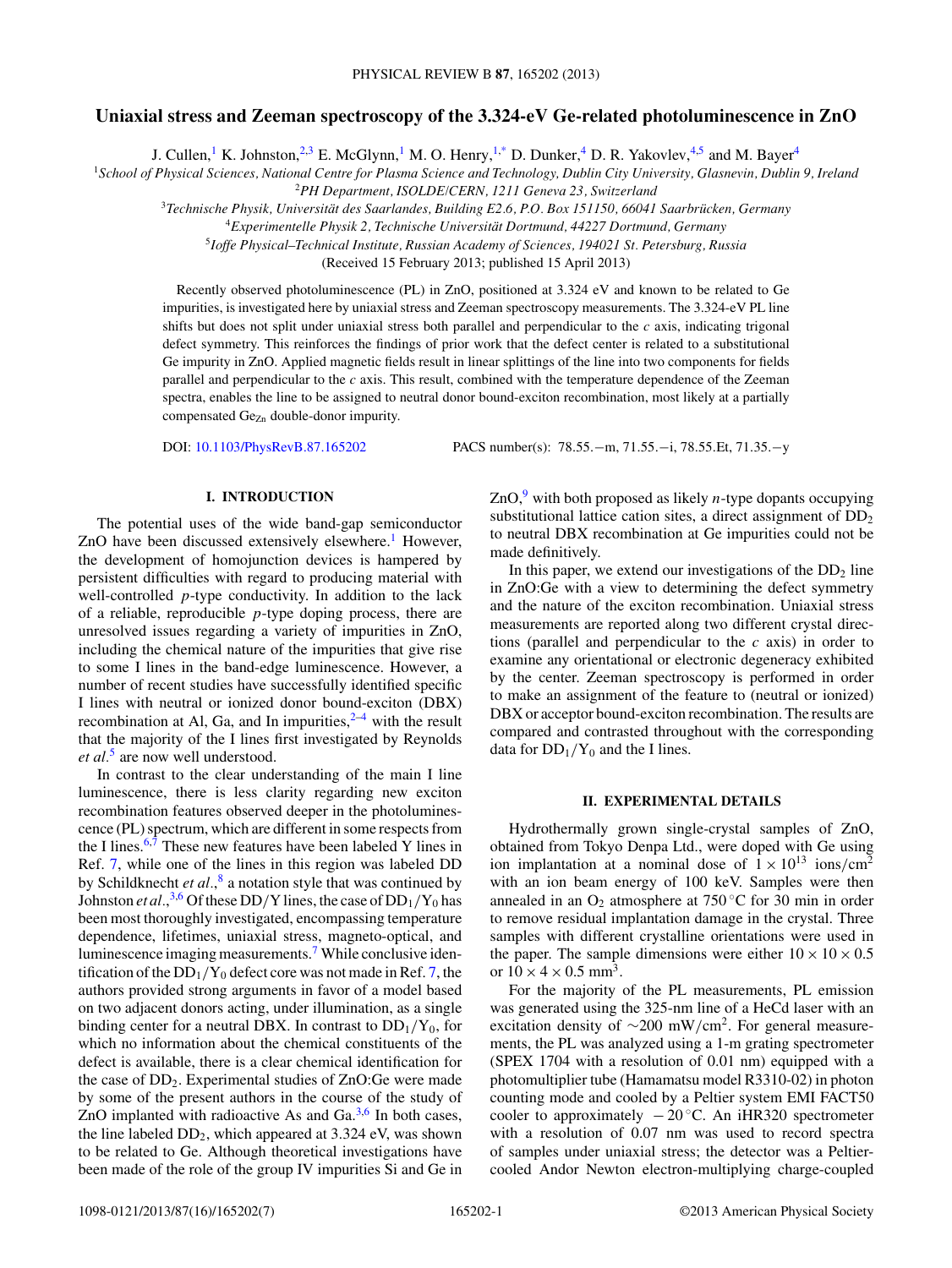# Uniaxial stress and Zeeman spectroscopy of the 3.324-eV Ge-related photoluminescence in ZnO

J. Cullen,[1] K. Johnston,[2,3] E. McGlynn,[1] M. O. Henry,[1,*] D. Dunker,[4] D. R. Yakovlev,[4,5] and M. Bayer[4]

[1]*School of Physical Sciences, National Centre for Plasma Science and Technology, Dublin City University, Glasnevin, Dublin 9, Ireland*

[2]*PH Department, ISOLDE/CERN, 1211 Geneva 23, Switzerland*

[3]*Technische Physik, Universität des Saarlandes, Building E2.6, P.O. Box 151150, 66041 Saarbrücken, Germany*

[4]*Experimentelle Physik 2, Technische Universität Dortmund, 44227 Dortmund, Germany*

[5]*Ioffe Physical–Technical Institute, Russian Academy of Sciences, 194021 St. Petersburg, Russia*

(Received 15 February 2013; published 15 April 2013)

Recently observed photoluminescence (PL) in ZnO, positioned at 3.324 eV and known to be related to Ge impurities, is investigated here by uniaxial stress and Zeeman spectroscopy measurements. The 3.324-eV PL line shifts but does not split under uniaxial stress both parallel and perpendicular to the *c* axis, indicating trigonal defect symmetry. This reinforces the findings of prior work that the defect center is related to a substitutional Ge impurity in ZnO. Applied magnetic fields result in linear splittings of the line into two components for fields parallel and perpendicular to the *c* axis. This result, combined with the temperature dependence of the Zeeman spectra, enables the line to be assigned to neutral donor bound-exciton recombination, most likely at a partially compensated $Ge_{Zn}$ double-donor impurity.

DOI: 10.1103/PhysRevB.87.165202 PACS number(s): 78.55.−m, 71.55.−i, 78.55.Et, 71.35.−y

## I. INTRODUCTION

The potential uses of the wide band-gap semiconductor ZnO have been discussed extensively elsewhere.[1] However, the development of homojunction devices is hampered by persistent difficulties with regard to producing material with well-controlled *p*-type conductivity. In addition to the lack of a reliable, reproducible *p*-type doping process, there are unresolved issues regarding a variety of impurities in ZnO, including the chemical nature of the impurities that give rise to some I lines in the band-edge luminescence. However, a number of recent studies have successfully identified specific I lines with neutral or ionized donor bound-exciton (DBX) recombination at Al, Ga, and In impurities,[2–4] with the result that the majority of the I lines first investigated by Reynolds *et al.*[5] are now well understood.

In contrast to the clear understanding of the main I line luminescence, there is less clarity regarding new exciton recombination features observed deeper in the photoluminescence (PL) spectrum, which are different in some respects from the I lines.[6,7] These new features have been labeled Y lines in Ref. 7, while one of the lines in this region was labeled DD by Schildknecht *et al.*,[8] a notation style that was continued by Johnston *et al.*,[3,6] Of these DD/Y lines, the case of $DD_1/Y_0$ has been most thoroughly investigated, encompassing temperature dependence, lifetimes, uniaxial stress, magneto-optical, and luminescence imaging measurements.[7] While conclusive identification of the $DD_1/Y_0$ defect core was not made in Ref. 7, the authors provided strong arguments in favor of a model based on two adjacent donors acting, under illumination, as a single binding center for a neutral DBX. In contrast to $DD_1/Y_0$, for which no information about the chemical constituents of the defect is available, there is a clear chemical identification for the case of $DD_2$. Experimental studies of ZnO:Ge were made by some of the present authors in the course of the study of ZnO implanted with radioactive As and Ga.[3,6] In both cases, the line labeled $DD_2$, which appeared at 3.324 eV, was shown to be related to Ge. Although theoretical investigations have been made of the role of the group IV impurities Si and Ge in ZnO,[9] with both proposed as likely *n*-type dopants occupying substitutional lattice cation sites, a direct assignment of $DD_2$ to neutral DBX recombination at Ge impurities could not be made definitively.

In this paper, we extend our investigations of the $DD_2$ line in ZnO:Ge with a view to determining the defect symmetry and the nature of the exciton recombination. Uniaxial stress measurements are reported along two different crystal directions (parallel and perpendicular to the *c* axis) in order to examine any orientational or electronic degeneracy exhibited by the center. Zeeman spectroscopy is performed in order to make an assignment of the feature to (neutral or ionized) DBX or acceptor bound-exciton recombination. The results are compared and contrasted throughout with the corresponding data for $DD_1/Y_0$ and the I lines.

## II. EXPERIMENTAL DETAILS

Hydrothermally grown single-crystal samples of ZnO, obtained from Tokyo Denpa Ltd., were doped with Ge using ion implantation at a nominal dose of $1 \times 10^{13}$ ions/cm$^2$ with an ion beam energy of 100 keV. Samples were then annealed in an $O_2$ atmosphere at 750 °C for 30 min in order to remove residual implantation damage in the crystal. Three samples with different crystalline orientations were used in the paper. The sample dimensions were either $10 \times 10 \times 0.5$ or $10 \times 4 \times 0.5$ mm$^3$.

For the majority of the PL measurements, PL emission was generated using the 325-nm line of a HeCd laser with an excitation density of ∼200 mW/cm$^2$. For general measurements, the PL was analyzed using a 1-m grating spectrometer (SPEX 1704 with a resolution of 0.01 nm) equipped with a photomultiplier tube (Hamamatsu model R3310-02) in photon counting mode and cooled by a Peltier system EMI FACT50 cooler to approximately −20 °C. An iHR320 spectrometer with a resolution of 0.07 nm was used to record spectra of samples under uniaxial stress; the detector was a Peltier-cooled Andor Newton electron-multiplying charge-coupled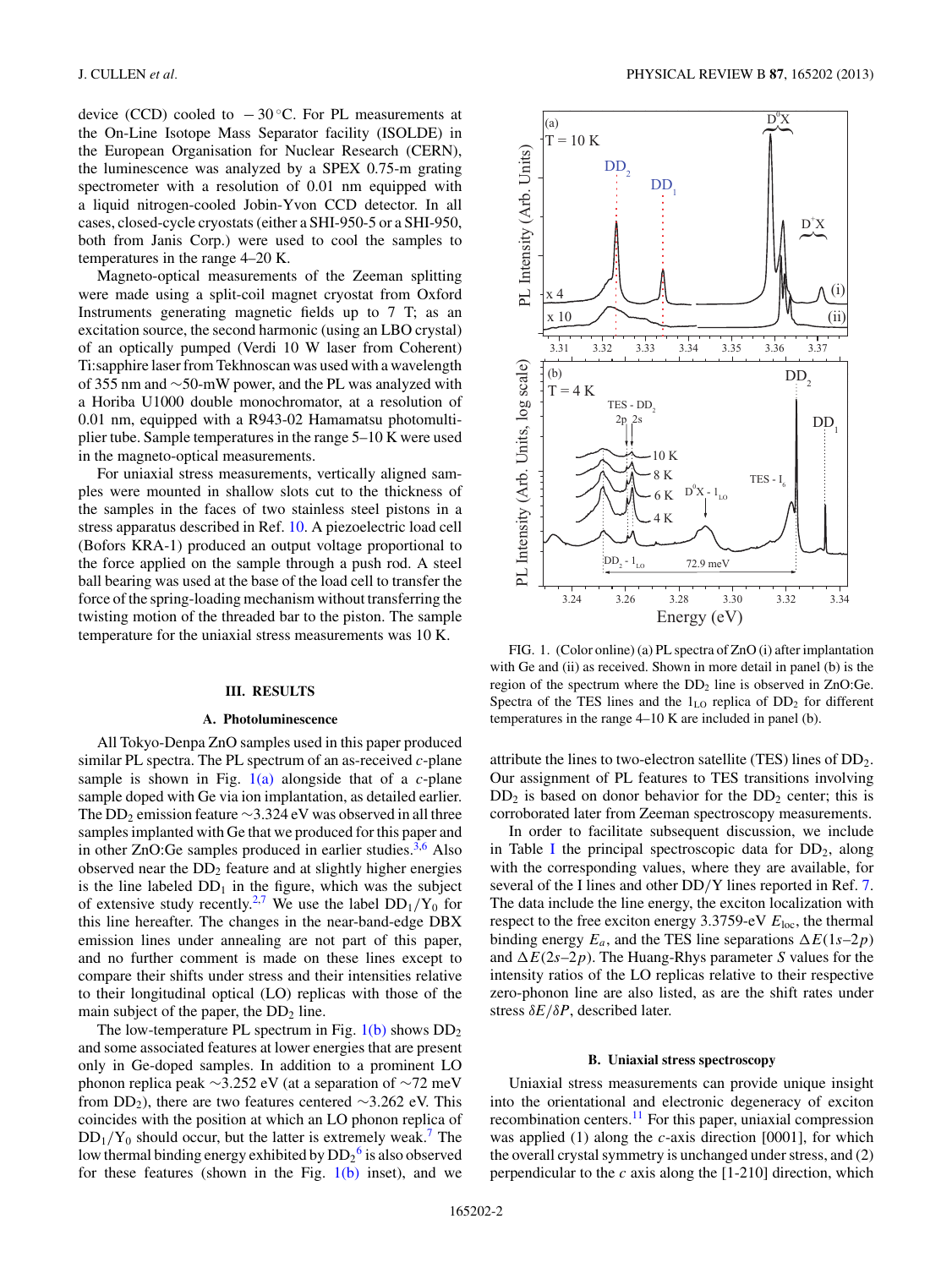device (CCD) cooled to $-30\,^{\circ}$C. For PL measurements at the On-Line Isotope Mass Separator facility (ISOLDE) in the European Organisation for Nuclear Research (CERN), the luminescence was analyzed by a SPEX 0.75-m grating spectrometer with a resolution of 0.01 nm equipped with a liquid nitrogen-cooled Jobin-Yvon CCD detector. In all cases, closed-cycle cryostats (either a SHI-950-5 or a SHI-950, both from Janis Corp.) were used to cool the samples to temperatures in the range 4–20 K.

Magneto-optical measurements of the Zeeman splitting were made using a split-coil magnet cryostat from Oxford Instruments generating magnetic fields up to 7 T; as an excitation source, the second harmonic (using an LBO crystal) of an optically pumped (Verdi 10 W laser from Coherent) Ti:sapphire laser from Tekhnoscan was used with a wavelength of 355 nm and ~50-mW power, and the PL was analyzed with a Horiba U1000 double monochromator, at a resolution of 0.01 nm, equipped with a R943-02 Hamamatsu photomultiplier tube. Sample temperatures in the range 5–10 K were used in the magneto-optical measurements.

For uniaxial stress measurements, vertically aligned samples were mounted in shallow slots cut to the thickness of the samples in the faces of two stainless steel pistons in a stress apparatus described in Ref. 10. A piezoelectric load cell (Bofors KRA-1) produced an output voltage proportional to the force applied on the sample through a push rod. A steel ball bearing was used at the base of the load cell to transfer the force of the spring-loading mechanism without transferring the twisting motion of the threaded bar to the piston. The sample temperature for the uniaxial stress measurements was 10 K.

## III. RESULTS

### A. Photoluminescence

All Tokyo-Denpa ZnO samples used in this paper produced similar PL spectra. The PL spectrum of an as-received *c*-plane sample is shown in Fig. 1(a) alongside that of a *c*-plane sample doped with Ge via ion implantation, as detailed earlier. The $DD_2$ emission feature ~3.324 eV was observed in all three samples implanted with Ge that we produced for this paper and in other ZnO:Ge samples produced in earlier studies.[3,6] Also observed near the $DD_2$ feature and at slightly higher energies is the line labeled $DD_1$ in the figure, which was the subject of extensive study recently.[2,7] We use the label $DD_1/Y_0$ for this line hereafter. The changes in the near-band-edge DBX emission lines under annealing are not part of this paper, and no further comment is made on these lines except to compare their shifts under stress and their intensities relative to their longitudinal optical (LO) replicas with those of the main subject of the paper, the $DD_2$ line.

The low-temperature PL spectrum in Fig. 1(b) shows $DD_2$ and some associated features at lower energies that are present only in Ge-doped samples. In addition to a prominent LO phonon replica peak ~3.252 eV (at a separation of ~72 meV from $DD_2$), there are two features centered ~3.262 eV. This coincides with the position at which an LO phonon replica of $DD_1/Y_0$ should occur, but the latter is extremely weak.[7] The low thermal binding energy exhibited by $DD_2$[6] is also observed for these features (shown in the Fig. 1(b) inset), and we attribute the lines to two-electron satellite (TES) lines of $DD_2$. Our assignment of PL features to TES transitions involving $DD_2$ is based on donor behavior for the $DD_2$ center; this is corroborated later from Zeeman spectroscopy measurements.

FIG. 1. (Color online) (a) PL spectra of ZnO (i) after implantation with Ge and (ii) as received. Shown in more detail in panel (b) is the region of the spectrum where the $DD_2$ line is observed in ZnO:Ge. Spectra of the TES lines and the $1_{LO}$ replica of $DD_2$ for different temperatures in the range 4–10 K are included in panel (b).

In order to facilitate subsequent discussion, we include in Table I the principal spectroscopic data for $DD_2$, along with the corresponding values, where they are available, for several of the I lines and other DD/Y lines reported in Ref. 7. The data include the line energy, the exciton localization with respect to the free exciton energy 3.3759-eV $E_{loc}$, the thermal binding energy $E_a$, and the TES line separations $\Delta E(1s\text{–}2p)$ and $\Delta E(2s\text{–}2p)$. The Huang-Rhys parameter $S$ values for the intensity ratios of the LO replicas relative to their respective zero-phonon line are also listed, as are the shift rates under stress $\delta E/\delta P$, described later.

### B. Uniaxial stress spectroscopy

Uniaxial stress measurements can provide unique insight into the orientational and electronic degeneracy of exciton recombination centers.[11] For this paper, uniaxial compression was applied (1) along the *c*-axis direction [0001], for which the overall crystal symmetry is unchanged under stress, and (2) perpendicular to the *c* axis along the [1-210] direction, which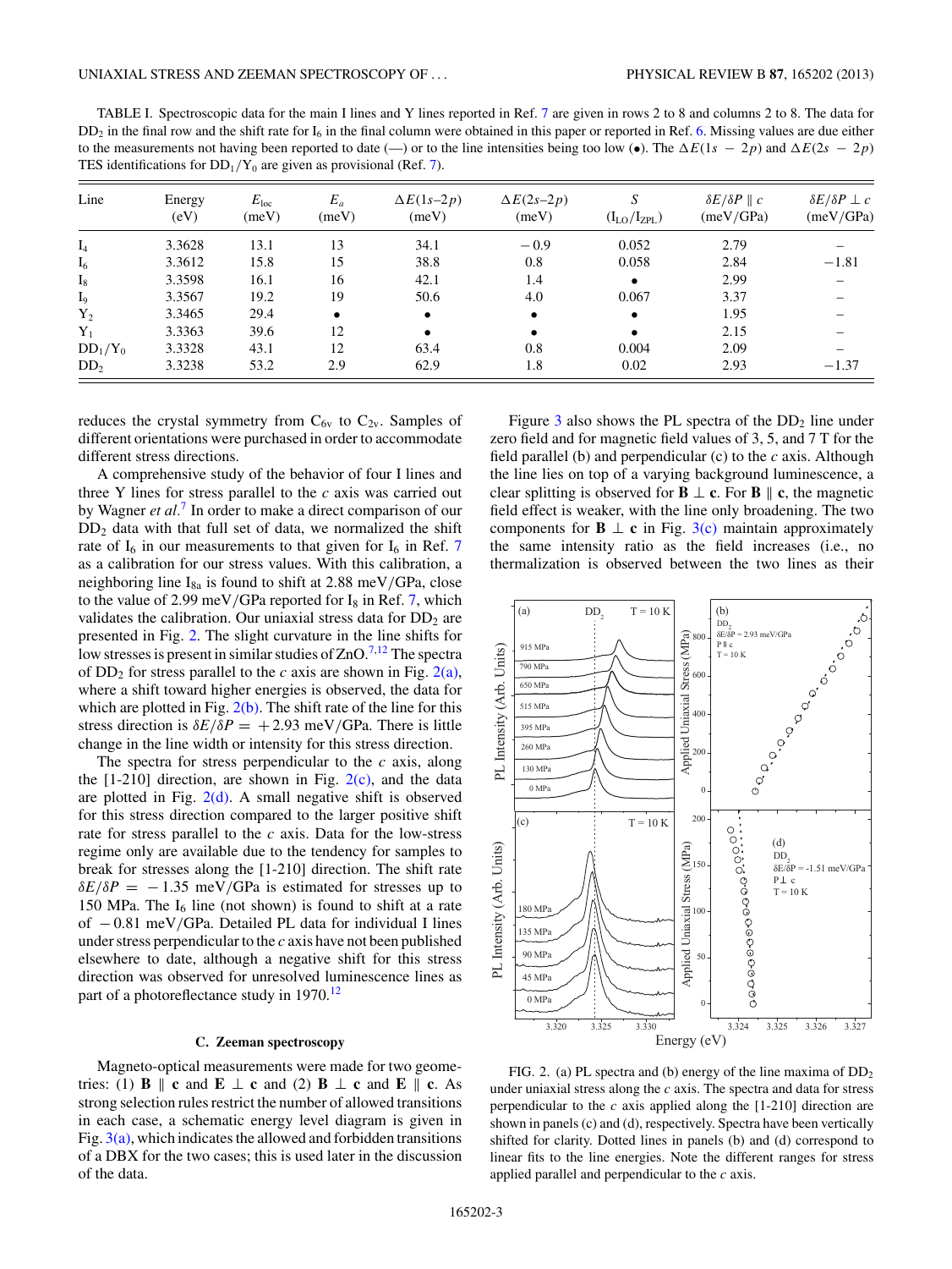TABLE I. Spectroscopic data for the main I lines and Y lines reported in Ref. 7 are given in rows 2 to 8 and columns 2 to 8. The data for $DD_2$ in the final row and the shift rate for $I_6$ in the final column were obtained in this paper or reported in Ref. 6. Missing values are due either to the measurements not having been reported to date (—) or to the line intensities being too low (•). The $\Delta E(1s-2p)$ and $\Delta E(2s-2p)$ TES identifications for $DD_1/Y_0$ are given as provisional (Ref. 7).

| Line | Energy (eV) | $E_{\rm loc}$ (meV) | $E_a$ (meV) | $\Delta E(1s$–$2p)$ (meV) | $\Delta E(2s$–$2p)$ (meV) | $S$ ($I_{LO}/I_{ZPL}$) | $\delta E/\delta P \parallel c$ (meV/GPa) | $\delta E/\delta P \perp c$ (meV/GPa) |
|---|---|---|---|---|---|---|---|---|
| $I_4$ | 3.3628 | 13.1 | 13 | 34.1 | −0.9 | 0.052 | 2.79 | – |
| $I_6$ | 3.3612 | 15.8 | 15 | 38.8 | 0.8 | 0.058 | 2.84 | −1.81 |
| $I_8$ | 3.3598 | 16.1 | 16 | 42.1 | 1.4 | • | 2.99 | – |
| $I_9$ | 3.3567 | 19.2 | 19 | 50.6 | 4.0 | 0.067 | 3.37 | – |
| $Y_2$ | 3.3465 | 29.4 | • | • | • | • | 1.95 | – |
| $Y_1$ | 3.3363 | 39.6 | 12 | • | • | • | 2.15 | – |
| $DD_1/Y_0$ | 3.3328 | 43.1 | 12 | 63.4 | 0.8 | 0.004 | 2.09 | – |
| $DD_2$ | 3.3238 | 53.2 | 2.9 | 62.9 | 1.8 | 0.02 | 2.93 | −1.37 |

reduces the crystal symmetry from $C_{6v}$ to $C_{2v}$. Samples of different orientations were purchased in order to accommodate different stress directions.

A comprehensive study of the behavior of four I lines and three Y lines for stress parallel to the $c$ axis was carried out by Wagner *et al.*[7] In order to make a direct comparison of our $DD_2$ data with that full set of data, we normalized the shift rate of $I_6$ in our measurements to that given for $I_6$ in Ref. 7 as a calibration for our stress values. With this calibration, a neighboring line $I_{8a}$ is found to shift at 2.88 meV/GPa, close to the value of 2.99 meV/GPa reported for $I_8$ in Ref. 7, which validates the calibration. Our uniaxial stress data for $DD_2$ are presented in Fig. 2. The slight curvature in the line shifts for low stresses is present in similar studies of ZnO.[7,12] The spectra of $DD_2$ for stress parallel to the $c$ axis are shown in Fig. 2(a), where a shift toward higher energies is observed, the data for which are plotted in Fig. 2(b). The shift rate of the line for this stress direction is $\delta E/\delta P = +2.93$ meV/GPa. There is little change in the line width or intensity for this stress direction.

The spectra for stress perpendicular to the $c$ axis, along the [1-210] direction, are shown in Fig. 2(c), and the data are plotted in Fig. 2(d). A small negative shift is observed for this stress direction compared to the larger positive shift rate for stress parallel to the $c$ axis. Data for the low-stress regime only are available due to the tendency for samples to break for stresses along the [1-210] direction. The shift rate $\delta E/\delta P = -1.35$ meV/GPa is estimated for stresses up to 150 MPa. The $I_6$ line (not shown) is found to shift at a rate of $-0.81$ meV/GPa. Detailed PL data for individual I lines under stress perpendicular to the $c$ axis have not been published elsewhere to date, although a negative shift for this stress direction was observed for unresolved luminescence lines as part of a photoreflectance study in 1970.[12]

### C. Zeeman spectroscopy

Magneto-optical measurements were made for two geometries: (1) $\mathbf{B} \parallel \mathbf{c}$ and $\mathbf{E} \perp \mathbf{c}$ and (2) $\mathbf{B} \perp \mathbf{c}$ and $\mathbf{E} \parallel \mathbf{c}$. As strong selection rules restrict the number of allowed transitions in each case, a schematic energy level diagram is given in Fig. 3(a), which indicates the allowed and forbidden transitions of a DBX for the two cases; this is used later in the discussion of the data.

Figure 3 also shows the PL spectra of the $DD_2$ line under zero field and for magnetic field values of 3, 5, and 7 T for the field parallel (b) and perpendicular (c) to the $c$ axis. Although the line lies on top of a varying background luminescence, a clear splitting is observed for $\mathbf{B} \perp \mathbf{c}$. For $\mathbf{B} \parallel \mathbf{c}$, the magnetic field effect is weaker, with the line only broadening. The two components for $\mathbf{B} \perp \mathbf{c}$ in Fig. 3(c) maintain approximately the same intensity ratio as the field increases (i.e., no thermalization is observed between the two lines as their

FIG. 2. (a) PL spectra and (b) energy of the line maxima of $DD_2$ under uniaxial stress along the $c$ axis. The spectra and data for stress perpendicular to the $c$ axis applied along the [1-210] direction are shown in panels (c) and (d), respectively. Spectra have been vertically shifted for clarity. Dotted lines in panels (b) and (d) correspond to linear fits to the line energies. Note the different ranges for stress applied parallel and perpendicular to the $c$ axis.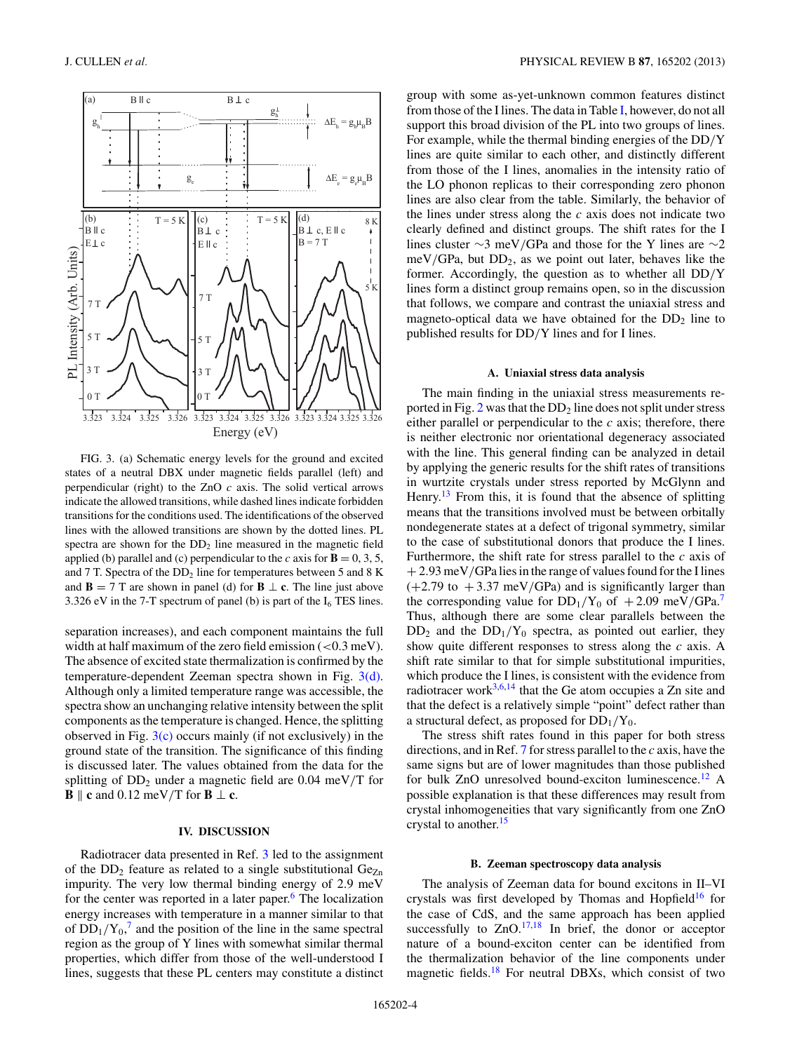FIG. 3. (a) Schematic energy levels for the ground and excited states of a neutral DBX under magnetic fields parallel (left) and perpendicular (right) to the ZnO $c$ axis. The solid vertical arrows indicate the allowed transitions, while dashed lines indicate forbidden transitions for the conditions used. The identifications of the observed lines with the allowed transitions are shown by the dotted lines. PL spectra are shown for the $DD_2$ line measured in the magnetic field applied (b) parallel and (c) perpendicular to the $c$ axis for $\mathbf{B} = 0$, 3, 5, and 7 T. Spectra of the $DD_2$ line for temperatures between 5 and 8 K and $\mathbf{B} = 7$ T are shown in panel (d) for $\mathbf{B} \perp \mathbf{c}$. The line just above 3.326 eV in the 7-T spectrum of panel (b) is part of the $I_6$ TES lines.

separation increases), and each component maintains the full width at half maximum of the zero field emission (<0.3 meV). The absence of excited state thermalization is confirmed by the temperature-dependent Zeeman spectra shown in Fig. 3(d). Although only a limited temperature range was accessible, the spectra show an unchanging relative intensity between the split components as the temperature is changed. Hence, the splitting observed in Fig. 3(c) occurs mainly (if not exclusively) in the ground state of the transition. The significance of this finding is discussed later. The values obtained from the data for the splitting of $DD_2$ under a magnetic field are 0.04 meV/T for $\mathbf{B} \parallel \mathbf{c}$ and 0.12 meV/T for $\mathbf{B} \perp \mathbf{c}$.

## IV. DISCUSSION

Radiotracer data presented in Ref. 3 led to the assignment of the $DD_2$ feature as related to a single substitutional $Ge_{Zn}$ impurity. The very low thermal binding energy of 2.9 meV for the center was reported in a later paper.[6] The localization energy increases with temperature in a manner similar to that of $DD_1/Y_0$,[7] and the position of the line in the same spectral region as the group of Y lines with somewhat similar thermal properties, which differ from those of the well-understood I lines, suggests that these PL centers may constitute a distinct group with some as-yet-unknown common features distinct from those of the I lines. The data in Table I, however, do not all support this broad division of the PL into two groups of lines. For example, while the thermal binding energies of the DD/Y lines are quite similar to each other, and distinctly different from those of the I lines, anomalies in the intensity ratio of the LO phonon replicas to their corresponding zero phonon lines are also clear from the table. Similarly, the behavior of the lines under stress along the $c$ axis does not indicate two clearly defined and distinct groups. The shift rates for the I lines cluster ~3 meV/GPa and those for the Y lines are ~2 meV/GPa, but $DD_2$, as we point out later, behaves like the former. Accordingly, the question as to whether all DD/Y lines form a distinct group remains open, so in the discussion that follows, we compare and contrast the uniaxial stress and magneto-optical data we have obtained for the $DD_2$ line to published results for DD/Y lines and for I lines.

### A. Uniaxial stress data analysis

The main finding in the uniaxial stress measurements reported in Fig. 2 was that the $DD_2$ line does not split under stress either parallel or perpendicular to the $c$ axis; therefore, there is neither electronic nor orientational degeneracy associated with the line. This general finding can be analyzed in detail by applying the generic results for the shift rates of transitions in wurtzite crystals under stress reported by McGlynn and Henry.[13] From this, it is found that the absence of splitting means that the transitions involved must be between orbitally nondegenerate states at a defect of trigonal symmetry, similar to the case of substitutional donors that produce the I lines. Furthermore, the shift rate for stress parallel to the $c$ axis of +2.93 meV/GPa lies in the range of values found for the I lines (+2.79 to +3.37 meV/GPa) and is significantly larger than the corresponding value for $DD_1/Y_0$ of +2.09 meV/GPa.[7] Thus, although there are some clear parallels between the $DD_2$ and the $DD_1/Y_0$ spectra, as pointed out earlier, they show quite different responses to stress along the $c$ axis. A shift rate similar to that for simple substitutional impurities, which produce the I lines, is consistent with the evidence from radiotracer work[3,6,14] that the Ge atom occupies a Zn site and that the defect is a relatively simple "point" defect rather than a structural defect, as proposed for $DD_1/Y_0$.

The stress shift rates found in this paper for both stress directions, and in Ref. 7 for stress parallel to the $c$ axis, have the same signs but are of lower magnitudes than those published for bulk ZnO unresolved bound-exciton luminescence.[12] A possible explanation is that these differences may result from crystal inhomogeneities that vary significantly from one ZnO crystal to another.[15]

### B. Zeeman spectroscopy data analysis

The analysis of Zeeman data for bound excitons in II–VI crystals was first developed by Thomas and Hopfield[16] for the case of CdS, and the same approach has been applied successfully to ZnO.[17,18] In brief, the donor or acceptor nature of a bound-exciton center can be identified from the thermalization behavior of the line components under magnetic fields.[18] For neutral DBXs, which consist of two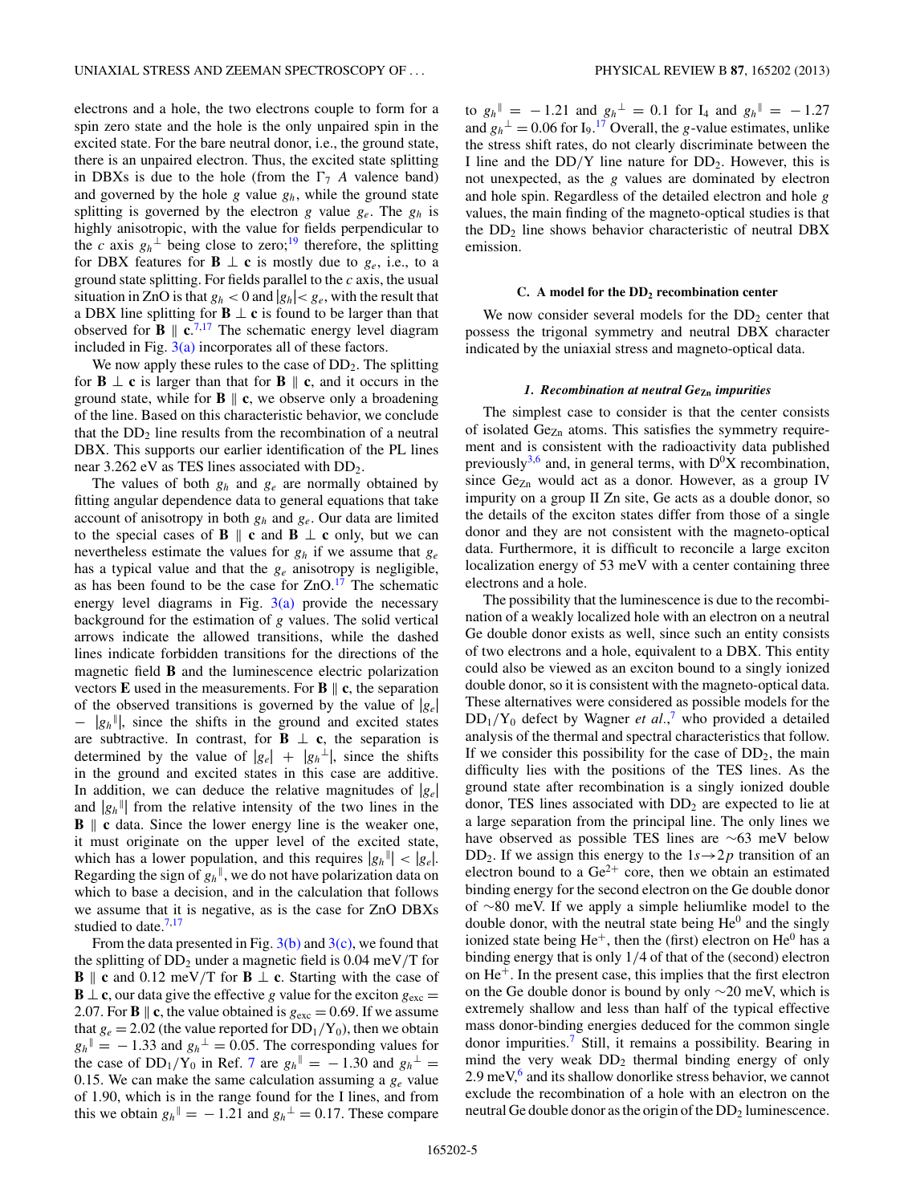electrons and a hole, the two electrons couple to form for a spin zero state and the hole is the only unpaired spin in the excited state. For the bare neutral donor, i.e., the ground state, there is an unpaired electron. Thus, the excited state splitting in DBXs is due to the hole (from the $\Gamma_7$ *A* valence band) and governed by the hole *g* value $g_h$, while the ground state splitting is governed by the electron *g* value $g_e$. The $g_h$ is highly anisotropic, with the value for fields perpendicular to the *c* axis $g_h{}^{\perp}$ being close to zero;[19] therefore, the splitting for DBX features for $\mathbf{B} \perp \mathbf{c}$ is mostly due to $g_e$, i.e., to a ground state splitting. For fields parallel to the *c* axis, the usual situation in ZnO is that $g_h < 0$ and $|g_h| < g_e$, with the result that a DBX line splitting for $\mathbf{B} \perp \mathbf{c}$ is found to be larger than that observed for $\mathbf{B} \parallel \mathbf{c}$.[7,17] The schematic energy level diagram included in Fig. 3(a) incorporates all of these factors.

We now apply these rules to the case of $DD_2$. The splitting for $\mathbf{B} \perp \mathbf{c}$ is larger than that for $\mathbf{B} \parallel \mathbf{c}$, and it occurs in the ground state, while for $\mathbf{B} \parallel \mathbf{c}$, we observe only a broadening of the line. Based on this characteristic behavior, we conclude that the $DD_2$ line results from the recombination of a neutral DBX. This supports our earlier identification of the PL lines near 3.262 eV as TES lines associated with $DD_2$.

The values of both $g_h$ and $g_e$ are normally obtained by fitting angular dependence data to general equations that take account of anisotropy in both $g_h$ and $g_e$. Our data are limited to the special cases of $\mathbf{B} \parallel \mathbf{c}$ and $\mathbf{B} \perp \mathbf{c}$ only, but we can nevertheless estimate the values for $g_h$ if we assume that $g_e$ has a typical value and that the $g_e$ anisotropy is negligible, as has been found to be the case for ZnO.[17] The schematic energy level diagrams in Fig. 3(a) provide the necessary background for the estimation of *g* values. The solid vertical arrows indicate the allowed transitions, while the dashed lines indicate forbidden transitions for the directions of the magnetic field **B** and the luminescence electric polarization vectors **E** used in the measurements. For $\mathbf{B} \parallel \mathbf{c}$, the separation of the observed transitions is governed by the value of $|g_e| - |g_h{}^{\parallel}|$, since the shifts in the ground and excited states are subtractive. In contrast, for $\mathbf{B} \perp \mathbf{c}$, the separation is determined by the value of $|g_e| + |g_h{}^{\perp}|$, since the shifts in the ground and excited states in this case are additive. In addition, we can deduce the relative magnitudes of $|g_e|$ and $|g_h{}^{\parallel}|$ from the relative intensity of the two lines in the $\mathbf{B} \parallel \mathbf{c}$ data. Since the lower energy line is the weaker one, it must originate on the upper level of the excited state, which has a lower population, and this requires $|g_h{}^{\parallel}| < |g_e|$. Regarding the sign of $g_h{}^{\parallel}$, we do not have polarization data on which to base a decision, and in the calculation that follows we assume that it is negative, as is the case for ZnO DBXs studied to date.[7,17]

From the data presented in Fig. 3(b) and 3(c), we found that the splitting of $DD_2$ under a magnetic field is 0.04 meV/T for $\mathbf{B} \parallel \mathbf{c}$ and 0.12 meV/T for $\mathbf{B} \perp \mathbf{c}$. Starting with the case of $\mathbf{B} \perp \mathbf{c}$, our data give the effective *g* value for the exciton $g_{exc} = 2.07$. For $\mathbf{B} \parallel \mathbf{c}$, the value obtained is $g_{exc} = 0.69$. If we assume that $g_e = 2.02$ (the value reported for $DD_1/Y_0$), then we obtain $g_h{}^{\parallel} = -1.33$ and $g_h{}^{\perp} = 0.05$. The corresponding values for the case of $DD_1/Y_0$ in Ref. 7 are $g_h{}^{\parallel} = -1.30$ and $g_h{}^{\perp} = 0.15$. We can make the same calculation assuming a $g_e$ value of 1.90, which is in the range found for the I lines, and from this we obtain $g_h{}^{\parallel} = -1.21$ and $g_h{}^{\perp} = 0.17$. These compare to $g_h{}^{\parallel} = -1.21$ and $g_h{}^{\perp} = 0.1$ for $I_4$ and $g_h{}^{\parallel} = -1.27$ and $g_h{}^{\perp} = 0.06$ for $I_9$.[17] Overall, the *g*-value estimates, unlike the stress shift rates, do not clearly discriminate between the I line and the DD/Y line nature for $DD_2$. However, this is not unexpected, as the *g* values are dominated by electron and hole spin. Regardless of the detailed electron and hole *g* values, the main finding of the magneto-optical studies is that the $DD_2$ line shows behavior characteristic of neutral DBX emission.

### C. A model for the $DD_2$ recombination center

We now consider several models for the $DD_2$ center that possess the trigonal symmetry and neutral DBX character indicated by the uniaxial stress and magneto-optical data.

#### *1. Recombination at neutral $Ge_{Zn}$ impurities*

The simplest case to consider is that the center consists of isolated $Ge_{Zn}$ atoms. This satisfies the symmetry requirement and is consistent with the radioactivity data published previously[3,6] and, in general terms, with $D^0X$ recombination, since $Ge_{Zn}$ would act as a donor. However, as a group IV impurity on a group II Zn site, Ge acts as a double donor, so the details of the exciton states differ from those of a single donor and they are not consistent with the magneto-optical data. Furthermore, it is difficult to reconcile a large exciton localization energy of 53 meV with a center containing three electrons and a hole.

The possibility that the luminescence is due to the recombination of a weakly localized hole with an electron on a neutral Ge double donor exists as well, since such an entity consists of two electrons and a hole, equivalent to a DBX. This entity could also be viewed as an exciton bound to a singly ionized double donor, so it is consistent with the magneto-optical data. These alternatives were considered as possible models for the $DD_1/Y_0$ defect by Wagner *et al.*,[7] who provided a detailed analysis of the thermal and spectral characteristics that follow. If we consider this possibility for the case of $DD_2$, the main difficulty lies with the positions of the TES lines. As the ground state after recombination is a singly ionized double donor, TES lines associated with $DD_2$ are expected to lie at a large separation from the principal line. The only lines we have observed as possible TES lines are ~63 meV below $DD_2$. If we assign this energy to the $1s \to 2p$ transition of an electron bound to a $Ge^{2+}$ core, then we obtain an estimated binding energy for the second electron on the Ge double donor of ~80 meV. If we apply a simple heliumlike model to the double donor, with the neutral state being $He^0$ and the singly ionized state being $He^+$, then the (first) electron on $He^0$ has a binding energy that is only 1/4 of that of the (second) electron on $He^+$. In the present case, this implies that the first electron on the Ge double donor is bound by only ~20 meV, which is extremely shallow and less than half of the typical effective mass donor-binding energies deduced for the common single donor impurities.[7] Still, it remains a possibility. Bearing in mind the very weak $DD_2$ thermal binding energy of only 2.9 meV,[6] and its shallow donorlike stress behavior, we cannot exclude the recombination of a hole with an electron on the neutral Ge double donor as the origin of the $DD_2$ luminescence.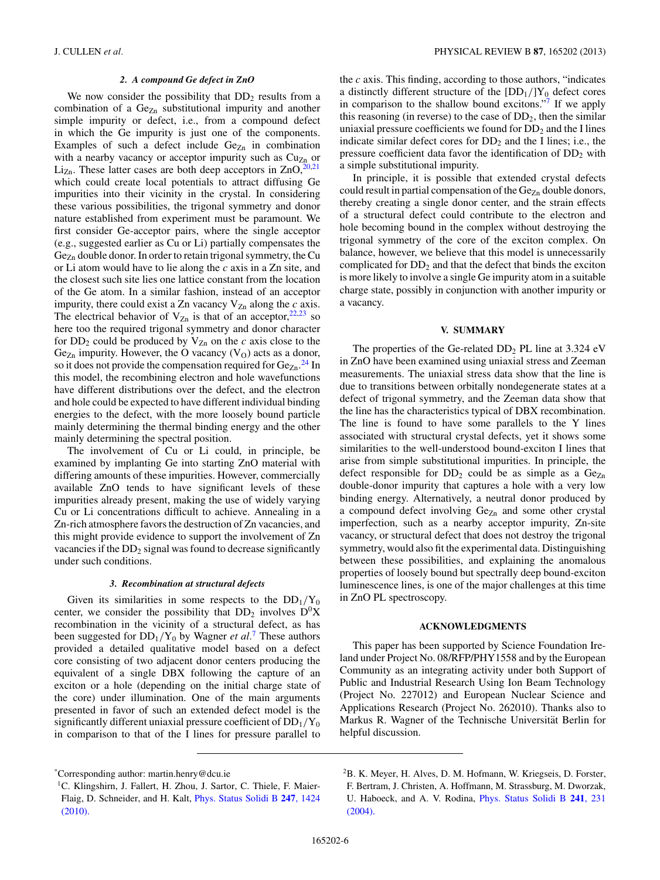#### 2. A compound Ge defect in ZnO

We now consider the possibility that $DD_2$ results from a combination of a $Ge_{Zn}$ substitutional impurity and another simple impurity or defect, i.e., from a compound defect in which the Ge impurity is just one of the components. Examples of such a defect include $Ge_{Zn}$ in combination with a nearby vacancy or acceptor impurity such as $Cu_{Zn}$ or $Li_{Zn}$. These latter cases are both deep acceptors in ZnO,[20,21] which could create local potentials to attract diffusing Ge impurities into their vicinity in the crystal. In considering these various possibilities, the trigonal symmetry and donor nature established from experiment must be paramount. We first consider Ge-acceptor pairs, where the single acceptor (e.g., suggested earlier as Cu or Li) partially compensates the $Ge_{Zn}$ double donor. In order to retain trigonal symmetry, the Cu or Li atom would have to lie along the $c$ axis in a Zn site, and the closest such site lies one lattice constant from the location of the Ge atom. In a similar fashion, instead of an acceptor impurity, there could exist a Zn vacancy $V_{Zn}$ along the $c$ axis. The electrical behavior of $V_{Zn}$ is that of an acceptor,[22,23] so here too the required trigonal symmetry and donor character for $DD_2$ could be produced by $V_{Zn}$ on the $c$ axis close to the $Ge_{Zn}$ impurity. However, the O vacancy ($V_O$) acts as a donor, so it does not provide the compensation required for $Ge_{Zn}$.[24] In this model, the recombining electron and hole wavefunctions have different distributions over the defect, and the electron and hole could be expected to have different individual binding energies to the defect, with the more loosely bound particle mainly determining the thermal binding energy and the other mainly determining the spectral position.

The involvement of Cu or Li could, in principle, be examined by implanting Ge into starting ZnO material with differing amounts of these impurities. However, commercially available ZnO tends to have significant levels of these impurities already present, making the use of widely varying Cu or Li concentrations difficult to achieve. Annealing in a Zn-rich atmosphere favors the destruction of Zn vacancies, and this might provide evidence to support the involvement of Zn vacancies if the $DD_2$ signal was found to decrease significantly under such conditions.

#### 3. Recombination at structural defects

Given its similarities in some respects to the $DD_1/Y_0$ center, we consider the possibility that $DD_2$ involves $D^0X$ recombination in the vicinity of a structural defect, as has been suggested for $DD_1/Y_0$ by Wagner *et al.*[7] These authors provided a detailed qualitative model based on a defect core consisting of two adjacent donor centers producing the equivalent of a single DBX following the capture of an exciton or a hole (depending on the initial charge state of the core) under illumination. One of the main arguments presented in favor of such an extended defect model is the significantly different uniaxial pressure coefficient of $DD_1/Y_0$ in comparison to that of the I lines for pressure parallel to the $c$ axis. This finding, according to those authors, "indicates a distinctly different structure of the $[DD_1/]Y_0$ defect cores in comparison to the shallow bound excitons."[7] If we apply this reasoning (in reverse) to the case of $DD_2$, then the similar uniaxial pressure coefficients we found for $DD_2$ and the I lines indicate similar defect cores for $DD_2$ and the I lines; i.e., the pressure coefficient data favor the identification of $DD_2$ with a simple substitutional impurity.

In principle, it is possible that extended crystal defects could result in partial compensation of the $Ge_{Zn}$ double donors, thereby creating a single donor center, and the strain effects of a structural defect could contribute to the electron and hole becoming bound in the complex without destroying the trigonal symmetry of the core of the exciton complex. On balance, however, we believe that this model is unnecessarily complicated for $DD_2$ and that the defect that binds the exciton is more likely to involve a single Ge impurity atom in a suitable charge state, possibly in conjunction with another impurity or a vacancy.

## V. SUMMARY

The properties of the Ge-related $DD_2$ PL line at 3.324 eV in ZnO have been examined using uniaxial stress and Zeeman measurements. The uniaxial stress data show that the line is due to transitions between orbitally nondegenerate states at a defect of trigonal symmetry, and the Zeeman data show that the line has the characteristics typical of DBX recombination. The line is found to have some parallels to the Y lines associated with structural crystal defects, yet it shows some similarities to the well-understood bound-exciton I lines that arise from simple substitutional impurities. In principle, the defect responsible for $DD_2$ could be as simple as a $Ge_{Zn}$ double-donor impurity that captures a hole with a very low binding energy. Alternatively, a neutral donor produced by a compound defect involving $Ge_{Zn}$ and some other crystal imperfection, such as a nearby acceptor impurity, Zn-site vacancy, or structural defect that does not destroy the trigonal symmetry, would also fit the experimental data. Distinguishing between these possibilities, and explaining the anomalous properties of loosely bound but spectrally deep bound-exciton luminescence lines, is one of the major challenges at this time in ZnO PL spectroscopy.

## ACKNOWLEDGMENTS

This paper has been supported by Science Foundation Ireland under Project No. 08/RFP/PHY1558 and by the European Community as an integrating activity under both Support of Public and Industrial Research Using Ion Beam Technology (Project No. 227012) and European Nuclear Science and Applications Research (Project No. 262010). Thanks also to Markus R. Wagner of the Technische Universität Berlin for helpful discussion.

---

*Corresponding author: martin.henry@dcu.ie

[1] C. Klingshirn, J. Fallert, H. Zhou, J. Sartor, C. Thiele, F. Maier-Flaig, D. Schneider, and H. Kalt, Phys. Status Solidi B **247**, 1424 (2010).

[2] B. K. Meyer, H. Alves, D. M. Hofmann, W. Kriegseis, D. Forster, F. Bertram, J. Christen, A. Hoffmann, M. Strassburg, M. Dworzak, U. Haboeck, and A. V. Rodina, Phys. Status Solidi B **241**, 231 (2004).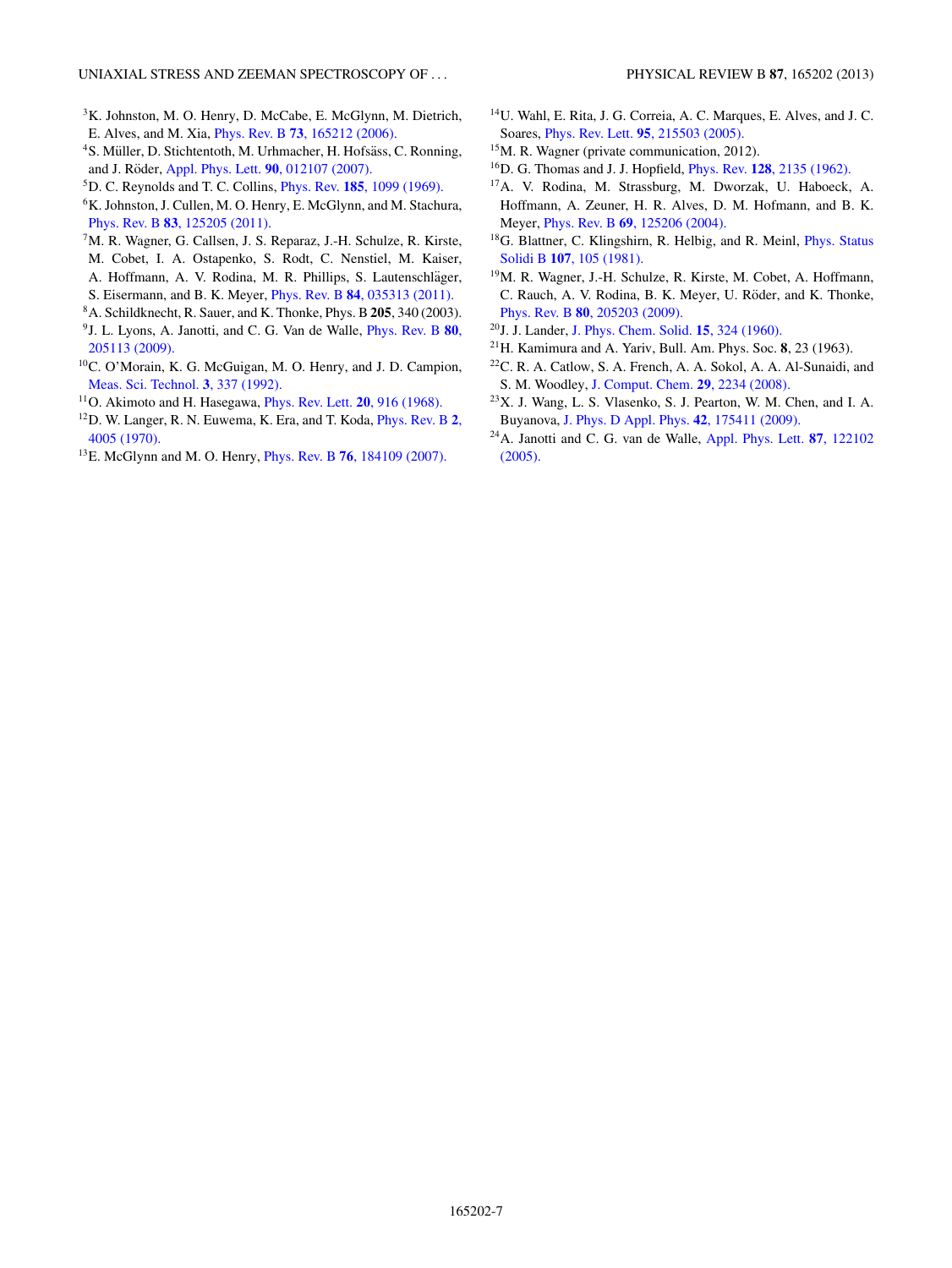[3] K. Johnston, M. O. Henry, D. McCabe, E. McGlynn, M. Dietrich, E. Alves, and M. Xia, Phys. Rev. B **73**, 165212 (2006).

[4] S. Müller, D. Stichtentoth, M. Urhmacher, H. Hofsäss, C. Ronning, and J. Röder, Appl. Phys. Lett. **90**, 012107 (2007).

[5] D. C. Reynolds and T. C. Collins, Phys. Rev. **185**, 1099 (1969).

[6] K. Johnston, J. Cullen, M. O. Henry, E. McGlynn, and M. Stachura, Phys. Rev. B **83**, 125205 (2011).

[7] M. R. Wagner, G. Callsen, J. S. Reparaz, J.-H. Schulze, R. Kirste, M. Cobet, I. A. Ostapenko, S. Rodt, C. Nenstiel, M. Kaiser, A. Hoffmann, A. V. Rodina, M. R. Phillips, S. Lautenschläger, S. Eisermann, and B. K. Meyer, Phys. Rev. B **84**, 035313 (2011).

[8] A. Schildknecht, R. Sauer, and K. Thonke, Phys. B **205**, 340 (2003).

[9] J. L. Lyons, A. Janotti, and C. G. Van de Walle, Phys. Rev. B **80**, 205113 (2009).

[10] C. O'Morain, K. G. McGuigan, M. O. Henry, and J. D. Campion, Meas. Sci. Technol. **3**, 337 (1992).

[11] O. Akimoto and H. Hasegawa, Phys. Rev. Lett. **20**, 916 (1968).

[12] D. W. Langer, R. N. Euwema, K. Era, and T. Koda, Phys. Rev. B **2**, 4005 (1970).

[13] E. McGlynn and M. O. Henry, Phys. Rev. B **76**, 184109 (2007).

[14] U. Wahl, E. Rita, J. G. Correia, A. C. Marques, E. Alves, and J. C. Soares, Phys. Rev. Lett. **95**, 215503 (2005).

[15] M. R. Wagner (private communication, 2012).

[16] D. G. Thomas and J. J. Hopfield, Phys. Rev. **128**, 2135 (1962).

[17] A. V. Rodina, M. Strassburg, M. Dworzak, U. Haboeck, A. Hoffmann, A. Zeuner, H. R. Alves, D. M. Hofmann, and B. K. Meyer, Phys. Rev. B **69**, 125206 (2004).

[18] G. Blattner, C. Klingshirn, R. Helbig, and R. Meinl, Phys. Status Solidi B **107**, 105 (1981).

[19] M. R. Wagner, J.-H. Schulze, R. Kirste, M. Cobet, A. Hoffmann, C. Rauch, A. V. Rodina, B. K. Meyer, U. Röder, and K. Thonke, Phys. Rev. B **80**, 205203 (2009).

[20] J. J. Lander, J. Phys. Chem. Solid. **15**, 324 (1960).

[21] H. Kamimura and A. Yariv, Bull. Am. Phys. Soc. **8**, 23 (1963).

[22] C. R. A. Catlow, S. A. French, A. A. Sokol, A. A. Al-Sunaidi, and S. M. Woodley, J. Comput. Chem. **29**, 2234 (2008).

[23] X. J. Wang, L. S. Vlasenko, S. J. Pearton, W. M. Chen, and I. A. Buyanova, J. Phys. D Appl. Phys. **42**, 175411 (2009).

[24] A. Janotti and C. G. van de Walle, Appl. Phys. Lett. **87**, 122102 (2005).